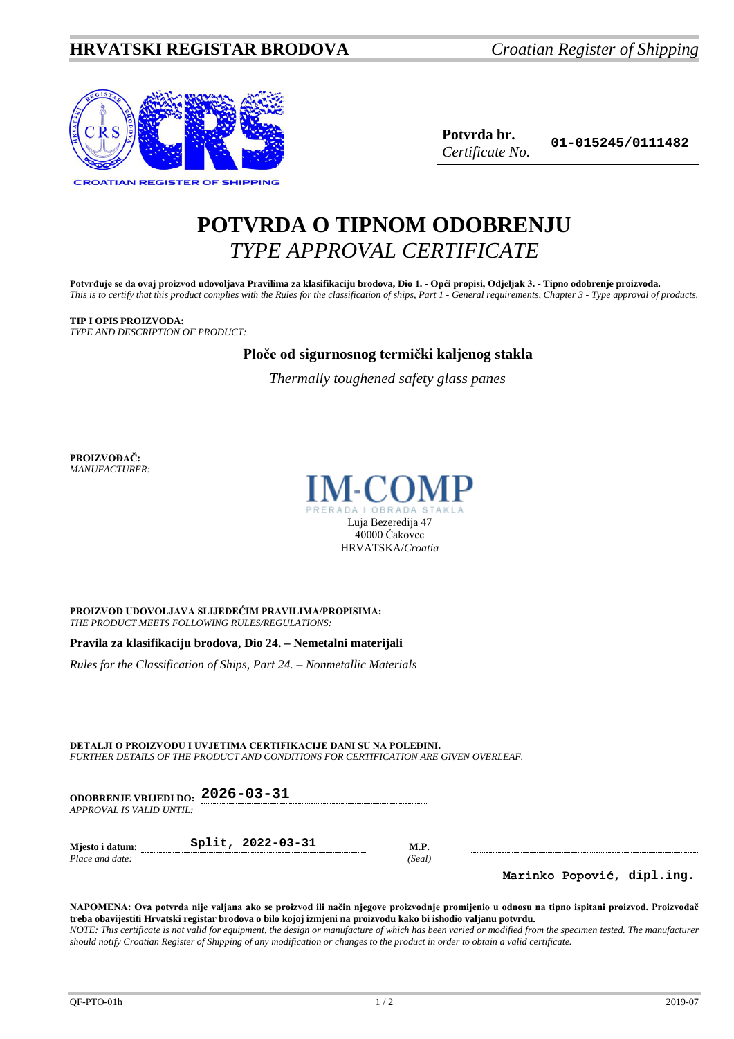**HRVATSKI REGISTAR BRODOVA** *Croatian Register of Shipping*

CROATIAN REGISTER OF SHIPPING

| **Potvrda br.** *Certificate No.* | **01-015245/0111482** |
|---|---|

# POTVRDA O TIPNOM ODOBRENJU
## *TYPE APPROVAL CERTIFICATE*

**Potvrđuje se da ovaj proizvod udovoljava Pravilima za klasifikaciju brodova, Dio 1. - Opći propisi, Odjeljak 3. - Tipno odobrenje proizvoda.**
*This is to certify that this product complies with the Rules for the classification of ships, Part 1 - General requirements, Chapter 3 - Type approval of products.*

**TIP I OPIS PROIZVODA:**
*TYPE AND DESCRIPTION OF PRODUCT:*

**Ploče od sigurnosnog termički kaljenog stakla**

*Thermally toughened safety glass panes*

**PROIZVOĐAČ:**
*MANUFACTURER:*

IM-COMP
PRERADA I OBRADA STAKLA
Luja Bezeredija 47
40000 Čakovec
HRVATSKA/*Croatia*

**PROIZVOD UDOVOLJAVA SLIJEDEĆIM PRAVILIMA/PROPISIMA:**
*THE PRODUCT MEETS FOLLOWING RULES/REGULATIONS:*

**Pravila za klasifikaciju brodova, Dio 24. – Nemetalni materijali**

*Rules for the Classification of Ships, Part 24. – Nonmetallic Materials*

**DETALJI O PROIZVODU I UVJETIMA CERTIFIKACIJE DANI SU NA POLEĐINI.**
*FURTHER DETAILS OF THE PRODUCT AND CONDITIONS FOR CERTIFICATION ARE GIVEN OVERLEAF.*

**ODOBRENJE VRIJEDI DO:** **2026-03-31**
*APPROVAL IS VALID UNTIL:*

**Mjesto i datum:** **Split, 2022-03-31**
*Place and date:*

**M.P.**
*(Seal)*

**Marinko Popović, dipl.ing.**

**NAPOMENA: Ova potvrda nije valjana ako se proizvod ili način njegove proizvodnje promijenio u odnosu na tipno ispitani proizvod. Proizvođač treba obavijestiti Hrvatski registar brodova o bilo kojoj izmjeni na proizvodu kako bi ishodio valjanu potvrdu.**
*NOTE: This certificate is not valid for equipment, the design or manufacture of which has been varied or modified from the specimen tested. The manufacturer should notify Croatian Register of Shipping of any modification or changes to the product in order to obtain a valid certificate.*

QF-PTO-01h 2019-07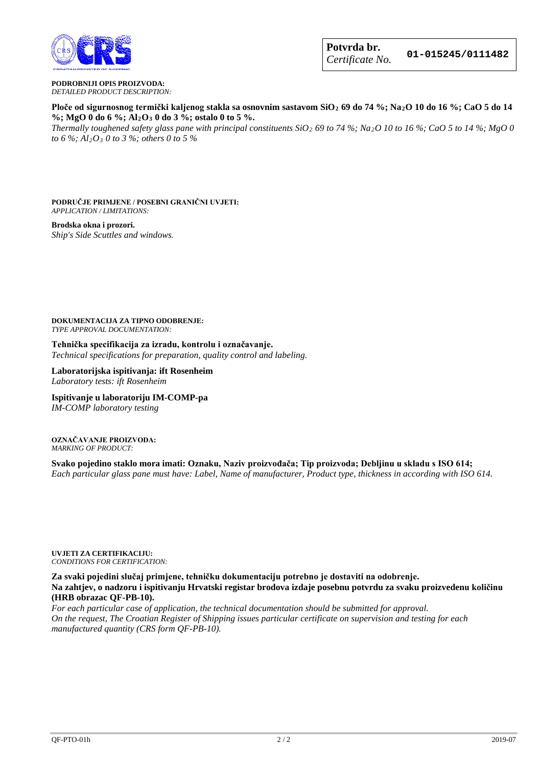**Potvrda br.** *Certificate No.* **01-015245/0111482**

**PODROBNIJI OPIS PROIZVODA:**
*DETAILED PRODUCT DESCRIPTION:*

**Ploče od sigurnosnog termički kaljenog stakla sa osnovnim sastavom $SiO_2$ 69 do 74 %; $Na_2O$ 10 do 16 %; CaO 5 do 14 %; MgO 0 do 6 %; $Al_2O_3$ 0 do 3 %; ostalo 0 to 5 %.**
*Thermally toughened safety glass pane with principal constituents $SiO_2$ 69 to 74 %; $Na_2O$ 10 to 16 %; CaO 5 to 14 %; MgO 0 to 6 %; $Al_2O_3$ 0 to 3 %; others 0 to 5 %*

**PODRUČJE PRIMJENE / POSEBNI GRANIČNI UVJETI:**
*APPLICATION / LIMITATIONS:*

**Brodska okna i prozori.**
*Ship's Side Scuttles and windows.*

**DOKUMENTACIJA ZA TIPNO ODOBRENJE:**
*TYPE APPROVAL DOCUMENTATION:*

**Tehnička specifikacija za izradu, kontrolu i označavanje.**
*Technical specifications for preparation, quality control and labeling.*

**Laboratorijska ispitivanja: ift Rosenheim**
*Laboratory tests: ift Rosenheim*

**Ispitivanje u laboratoriju IM-COMP-pa**
*IM-COMP laboratory testing*

**OZNAČAVANJE PROIZVODA:**
*MARKING OF PRODUCT:*

**Svako pojedino staklo mora imati: Oznaku, Naziv proizvođača; Tip proizvoda; Debljinu u skladu s ISO 614;**
*Each particular glass pane must have: Label, Name of manufacturer, Product type, thickness in according with ISO 614.*

**UVJETI ZA CERTIFIKACIJU:**
*CONDITIONS FOR CERTIFICATION:*

**Za svaki pojedini slučaj primjene, tehničku dokumentaciju potrebno je dostaviti na odobrenje.**
**Na zahtjev, o nadzoru i ispitivanju Hrvatski registar brodova izdaje posebnu potvrdu za svaku proizvedenu količinu (HRB obrazac QF-PB-10).**
*For each particular case of application, the technical documentation should be submitted for approval.*
*On the request, The Croatian Register of Shipping issues particular certificate on supervision and testing for each manufactured quantity (CRS form QF-PB-10).*